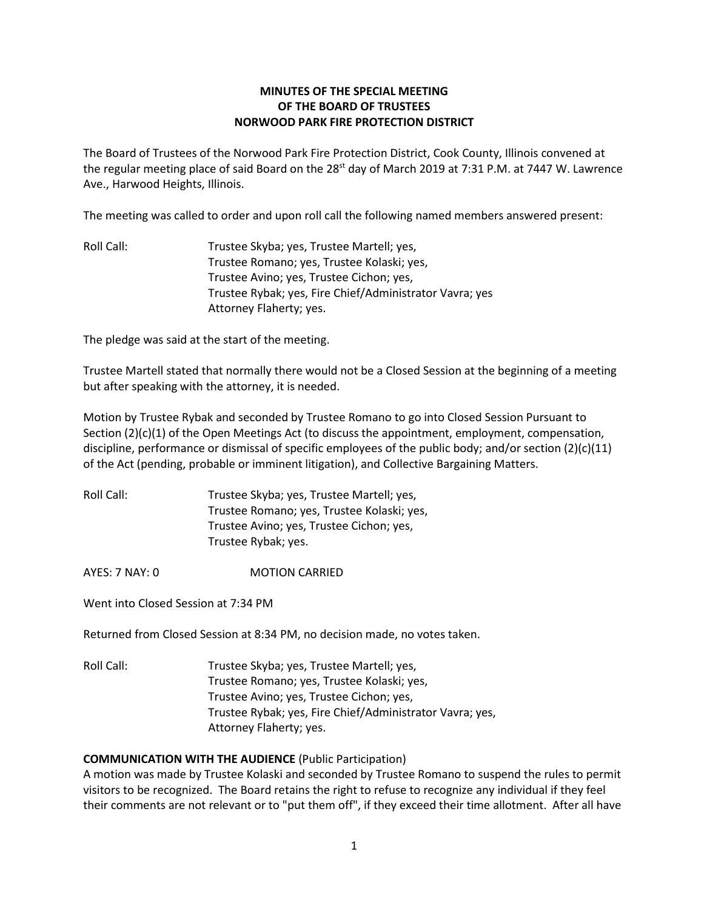**MINUTES OF THE SPECIAL MEETING OF THE BOARD OF TRUSTEES NORWOOD PARK FIRE PROTECTION DISTRICT**

The Board of Trustees of the Norwood Park Fire Protection District, Cook County, Illinois convened at the regular meeting place of said Board on the 28st day of March 2019 at 7:31 P.M. at 7447 W. Lawrence Ave., Harwood Heights, Illinois.

The meeting was called to order and upon roll call the following named members answered present:

Roll Call: Trustee Skyba; yes, Trustee Martell; yes,
Trustee Romano; yes, Trustee Kolaski; yes,
Trustee Avino; yes, Trustee Cichon; yes,
Trustee Rybak; yes, Fire Chief/Administrator Vavra; yes
Attorney Flaherty; yes.

The pledge was said at the start of the meeting.

Trustee Martell stated that normally there would not be a Closed Session at the beginning of a meeting but after speaking with the attorney, it is needed.

Motion by Trustee Rybak and seconded by Trustee Romano to go into Closed Session Pursuant to Section (2)(c)(1) of the Open Meetings Act (to discuss the appointment, employment, compensation, discipline, performance or dismissal of specific employees of the public body; and/or section (2)(c)(11) of the Act (pending, probable or imminent litigation), and Collective Bargaining Matters.

Roll Call: Trustee Skyba; yes, Trustee Martell; yes,
Trustee Romano; yes, Trustee Kolaski; yes,
Trustee Avino; yes, Trustee Cichon; yes,
Trustee Rybak; yes.

AYES: 7 NAY: 0 MOTION CARRIED

Went into Closed Session at 7:34 PM

Returned from Closed Session at 8:34 PM, no decision made, no votes taken.

Roll Call: Trustee Skyba; yes, Trustee Martell; yes,
Trustee Romano; yes, Trustee Kolaski; yes,
Trustee Avino; yes, Trustee Cichon; yes,
Trustee Rybak; yes, Fire Chief/Administrator Vavra; yes,
Attorney Flaherty; yes.

**COMMUNICATION WITH THE AUDIENCE** (Public Participation)
A motion was made by Trustee Kolaski and seconded by Trustee Romano to suspend the rules to permit visitors to be recognized. The Board retains the right to refuse to recognize any individual if they feel their comments are not relevant or to "put them off", if they exceed their time allotment. After all have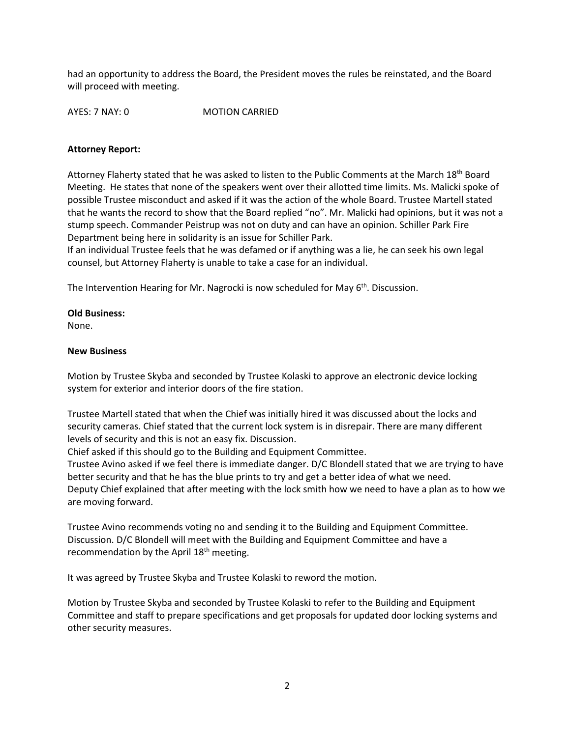had an opportunity to address the Board, the President moves the rules be reinstated, and the Board will proceed with meeting.

AYES: 7 NAY: 0 MOTION CARRIED

**Attorney Report:**

Attorney Flaherty stated that he was asked to listen to the Public Comments at the March 18th Board Meeting. He states that none of the speakers went over their allotted time limits. Ms. Malicki spoke of possible Trustee misconduct and asked if it was the action of the whole Board. Trustee Martell stated that he wants the record to show that the Board replied "no". Mr. Malicki had opinions, but it was not a stump speech. Commander Peistrup was not on duty and can have an opinion. Schiller Park Fire Department being here in solidarity is an issue for Schiller Park.

If an individual Trustee feels that he was defamed or if anything was a lie, he can seek his own legal counsel, but Attorney Flaherty is unable to take a case for an individual.

The Intervention Hearing for Mr. Nagrocki is now scheduled for May 6th. Discussion.

**Old Business:**

None.

**New Business**

Motion by Trustee Skyba and seconded by Trustee Kolaski to approve an electronic device locking system for exterior and interior doors of the fire station.

Trustee Martell stated that when the Chief was initially hired it was discussed about the locks and security cameras. Chief stated that the current lock system is in disrepair. There are many different levels of security and this is not an easy fix. Discussion.

Chief asked if this should go to the Building and Equipment Committee.

Trustee Avino asked if we feel there is immediate danger. D/C Blondell stated that we are trying to have better security and that he has the blue prints to try and get a better idea of what we need.

Deputy Chief explained that after meeting with the lock smith how we need to have a plan as to how we are moving forward.

Trustee Avino recommends voting no and sending it to the Building and Equipment Committee. Discussion. D/C Blondell will meet with the Building and Equipment Committee and have a recommendation by the April 18th meeting.

It was agreed by Trustee Skyba and Trustee Kolaski to reword the motion.

Motion by Trustee Skyba and seconded by Trustee Kolaski to refer to the Building and Equipment Committee and staff to prepare specifications and get proposals for updated door locking systems and other security measures.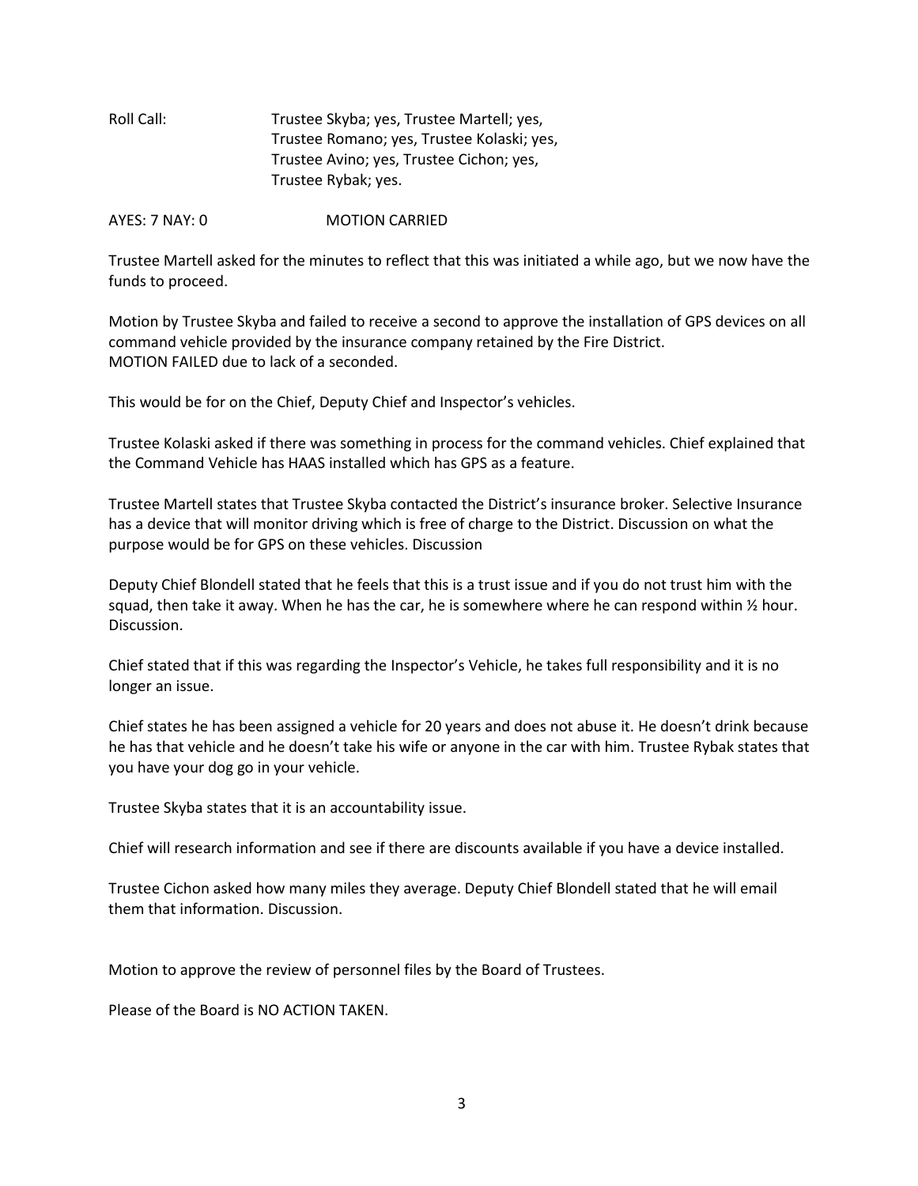Roll Call: Trustee Skyba; yes, Trustee Martell; yes, Trustee Romano; yes, Trustee Kolaski; yes, Trustee Avino; yes, Trustee Cichon; yes, Trustee Rybak; yes.

AYES: 7 NAY: 0 MOTION CARRIED

Trustee Martell asked for the minutes to reflect that this was initiated a while ago, but we now have the funds to proceed.

Motion by Trustee Skyba and failed to receive a second to approve the installation of GPS devices on all command vehicle provided by the insurance company retained by the Fire District.
MOTION FAILED due to lack of a seconded.

This would be for on the Chief, Deputy Chief and Inspector's vehicles.

Trustee Kolaski asked if there was something in process for the command vehicles. Chief explained that the Command Vehicle has HAAS installed which has GPS as a feature.

Trustee Martell states that Trustee Skyba contacted the District's insurance broker. Selective Insurance has a device that will monitor driving which is free of charge to the District. Discussion on what the purpose would be for GPS on these vehicles. Discussion

Deputy Chief Blondell stated that he feels that this is a trust issue and if you do not trust him with the squad, then take it away. When he has the car, he is somewhere where he can respond within ½ hour. Discussion.

Chief stated that if this was regarding the Inspector's Vehicle, he takes full responsibility and it is no longer an issue.

Chief states he has been assigned a vehicle for 20 years and does not abuse it. He doesn't drink because he has that vehicle and he doesn't take his wife or anyone in the car with him. Trustee Rybak states that you have your dog go in your vehicle.

Trustee Skyba states that it is an accountability issue.

Chief will research information and see if there are discounts available if you have a device installed.

Trustee Cichon asked how many miles they average. Deputy Chief Blondell stated that he will email them that information. Discussion.

Motion to approve the review of personnel files by the Board of Trustees.

Please of the Board is NO ACTION TAKEN.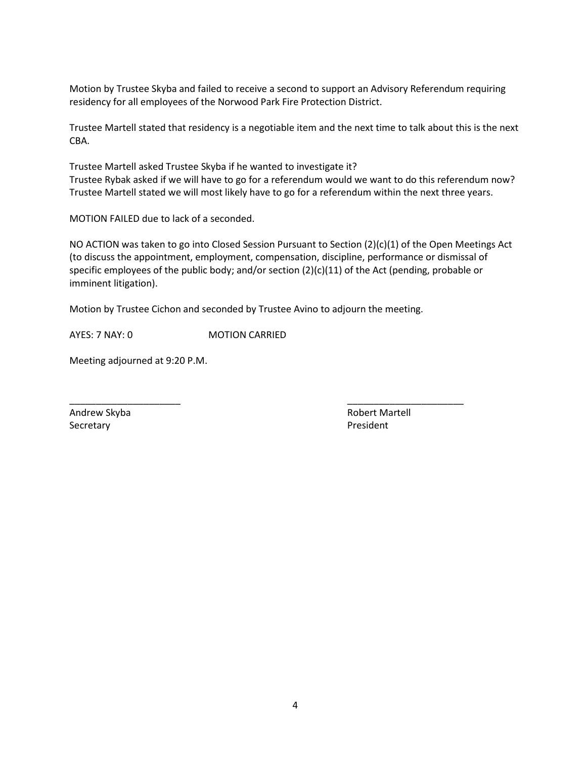Motion by Trustee Skyba and failed to receive a second to support an Advisory Referendum requiring residency for all employees of the Norwood Park Fire Protection District.

Trustee Martell stated that residency is a negotiable item and the next time to talk about this is the next CBA.

Trustee Martell asked Trustee Skyba if he wanted to investigate it?
Trustee Rybak asked if we will have to go for a referendum would we want to do this referendum now?
Trustee Martell stated we will most likely have to go for a referendum within the next three years.

MOTION FAILED due to lack of a seconded.

NO ACTION was taken to go into Closed Session Pursuant to Section (2)(c)(1) of the Open Meetings Act (to discuss the appointment, employment, compensation, discipline, performance or dismissal of specific employees of the public body; and/or section (2)(c)(11) of the Act (pending, probable or imminent litigation).

Motion by Trustee Cichon and seconded by Trustee Avino to adjourn the meeting.

AYES: 7 NAY: 0 MOTION CARRIED

Meeting adjourned at 9:20 P.M.

_____________________ _____________________

Andrew Skyba
Secretary

Robert Martell
President